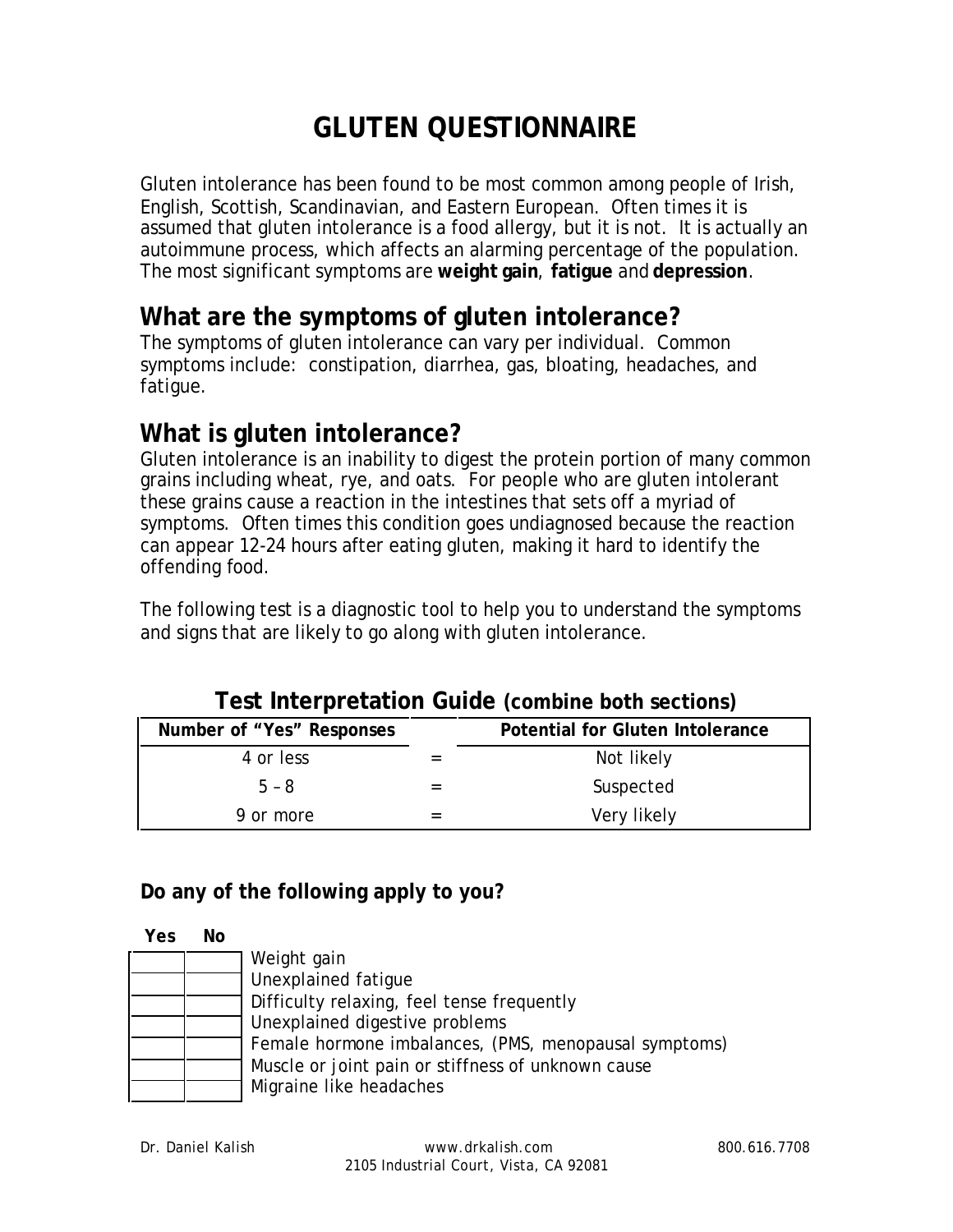# GLUTEN QUESTIONNAIRE

Gluten intolerance has been found to be most common among people of Irish, English, Scottish, Scandinavian, and Eastern European. Often times it is assumed that gluten intolerance is a food allergy, but it is not. It is actually an autoimmune process, which affects an alarming percentage of the population. The most significant symptoms are **weight gain**, **fatigue** and **depression**.

## What are the symptoms of gluten intolerance?

The symptoms of gluten intolerance can vary per individual. Common symptoms include: constipation, diarrhea, gas, bloating, headaches, and fatigue.

## What is gluten intolerance?

Gluten intolerance is an inability to digest the protein portion of many common grains including wheat, rye, and oats. For people who are gluten intolerant these grains cause a reaction in the intestines that sets off a myriad of symptoms. Often times this condition goes undiagnosed because the reaction can appear 12-24 hours after eating gluten, making it hard to identify the offending food.

The following test is a diagnostic tool to help you to understand the symptoms and signs that are likely to go along with gluten intolerance.

### Test Interpretation Guide (combine both sections)

| Number of "Yes" Responses | | Potential for Gluten Intolerance |
|---|---|---|
| 4 or less | = | Not likely |
| 5 – 8 | = | Suspected |
| 9 or more | = | Very likely |

**Do any of the following apply to you?**

| Yes | No | |
|---|---|---|
| | | Weight gain |
| | | Unexplained fatigue |
| | | Difficulty relaxing, feel tense frequently |
| | | Unexplained digestive problems |
| | | Female hormone imbalances, (PMS, menopausal symptoms) |
| | | Muscle or joint pain or stiffness of unknown cause |
| | | Migraine like headaches |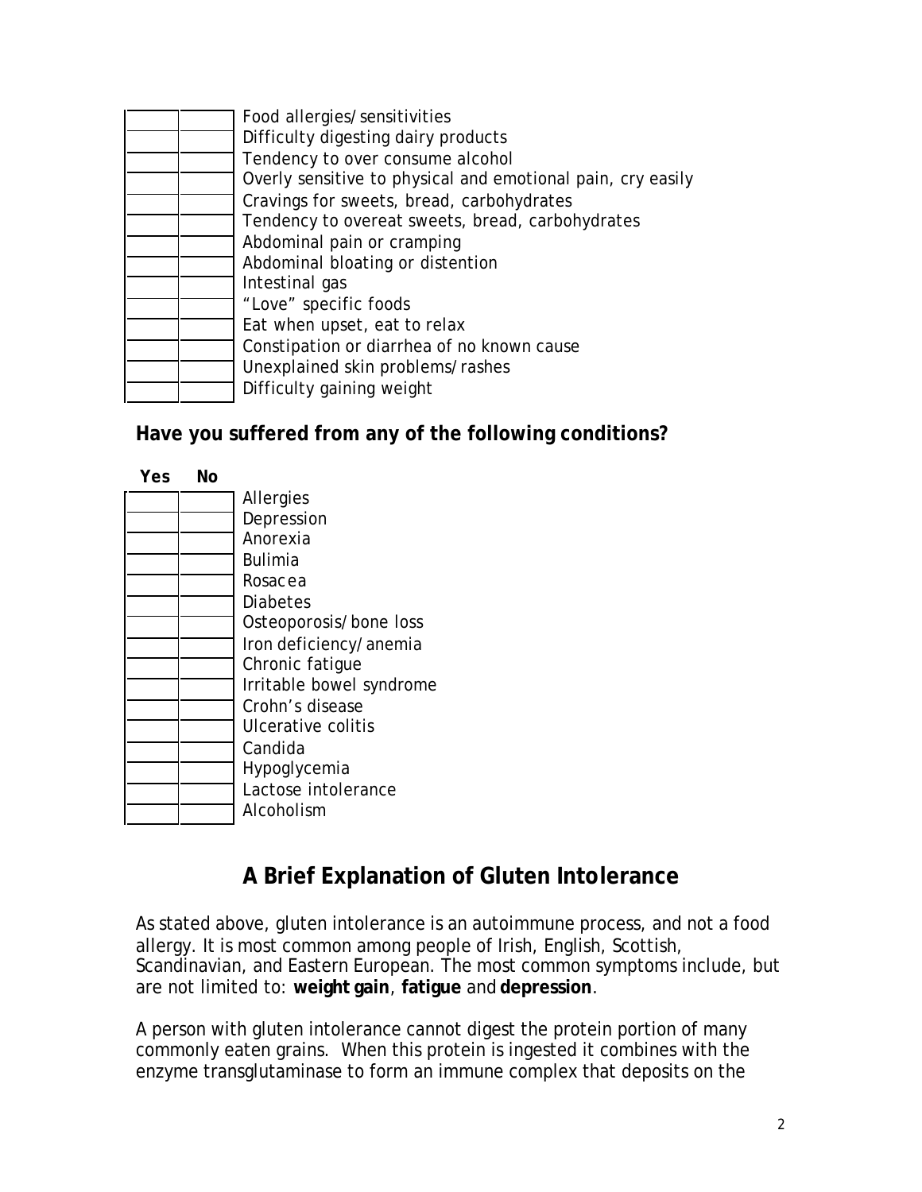| | | |
|---|---|---|
| | | Food allergies/sensitivities |
| | | Difficulty digesting dairy products |
| | | Tendency to over consume alcohol |
| | | Overly sensitive to physical and emotional pain, cry easily |
| | | Cravings for sweets, bread, carbohydrates |
| | | Tendency to overeat sweets, bread, carbohydrates |
| | | Abdominal pain or cramping |
| | | Abdominal bloating or distention |
| | | Intestinal gas |
| | | "Love" specific foods |
| | | Eat when upset, eat to relax |
| | | Constipation or diarrhea of no known cause |
| | | Unexplained skin problems/rashes |
| | | Difficulty gaining weight |

**Have you suffered from any of the following conditions?**

| Yes | No | |
|---|---|---|
| | | Allergies |
| | | Depression |
| | | Anorexia |
| | | Bulimia |
| | | Rosacea |
| | | Diabetes |
| | | Osteoporosis/bone loss |
| | | Iron deficiency/anemia |
| | | Chronic fatigue |
| | | Irritable bowel syndrome |
| | | Crohn's disease |
| | | Ulcerative colitis |
| | | Candida |
| | | Hypoglycemia |
| | | Lactose intolerance |
| | | Alcoholism |

## A Brief Explanation of Gluten Intolerance

As stated above, gluten intolerance is an autoimmune process, and not a food allergy. It is most common among people of Irish, English, Scottish, Scandinavian, and Eastern European. The most common symptoms include, but are not limited to: **weight gain**, **fatigue** and **depression**.

A person with gluten intolerance cannot digest the protein portion of many commonly eaten grains. When this protein is ingested it combines with the enzyme transglutaminase to form an immune complex that deposits on the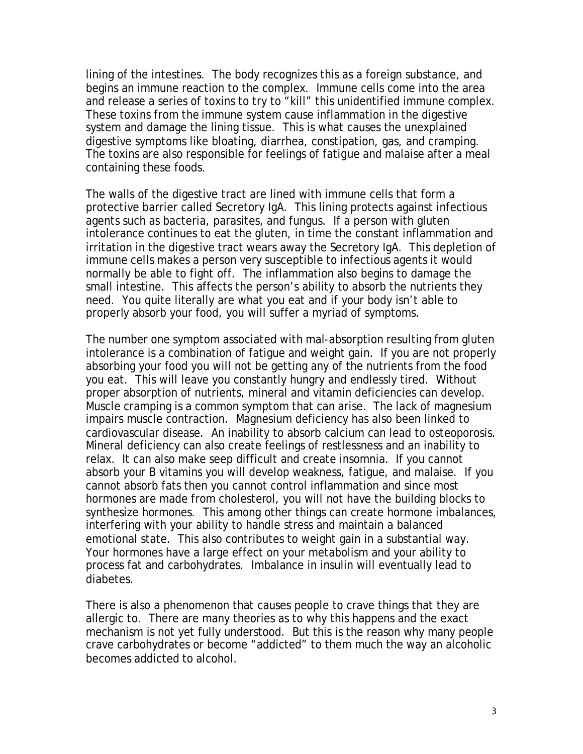lining of the intestines. The body recognizes this as a foreign substance, and begins an immune reaction to the complex. Immune cells come into the area and release a series of toxins to try to "kill" this unidentified immune complex. These toxins from the immune system cause inflammation in the digestive system and damage the lining tissue. This is what causes the unexplained digestive symptoms like bloating, diarrhea, constipation, gas, and cramping. The toxins are also responsible for feelings of fatigue and malaise after a meal containing these foods.

The walls of the digestive tract are lined with immune cells that form a protective barrier called Secretory IgA. This lining protects against infectious agents such as bacteria, parasites, and fungus. If a person with gluten intolerance continues to eat the gluten, in time the constant inflammation and irritation in the digestive tract wears away the Secretory IgA. This depletion of immune cells makes a person very susceptible to infectious agents it would normally be able to fight off. The inflammation also begins to damage the small intestine. This affects the person's ability to absorb the nutrients they need. You quite literally are what you eat and if your body isn't able to properly absorb your food, you will suffer a myriad of symptoms.

The number one symptom associated with mal-absorption resulting from gluten intolerance is a combination of fatigue and weight gain. If you are not properly absorbing your food you will not be getting any of the nutrients from the food you eat. This will leave you constantly hungry and endlessly tired. Without proper absorption of nutrients, mineral and vitamin deficiencies can develop. Muscle cramping is a common symptom that can arise. The lack of magnesium impairs muscle contraction. Magnesium deficiency has also been linked to cardiovascular disease. An inability to absorb calcium can lead to osteoporosis. Mineral deficiency can also create feelings of restlessness and an inability to relax. It can also make seep difficult and create insomnia. If you cannot absorb your B vitamins you will develop weakness, fatigue, and malaise. If you cannot absorb fats then you cannot control inflammation and since most hormones are made from cholesterol, you will not have the building blocks to synthesize hormones. This among other things can create hormone imbalances, interfering with your ability to handle stress and maintain a balanced emotional state. This also contributes to weight gain in a substantial way. Your hormones have a large effect on your metabolism and your ability to process fat and carbohydrates. Imbalance in insulin will eventually lead to diabetes.

There is also a phenomenon that causes people to crave things that they are allergic to. There are many theories as to why this happens and the exact mechanism is not yet fully understood. But this is the reason why many people crave carbohydrates or become "addicted" to them much the way an alcoholic becomes addicted to alcohol.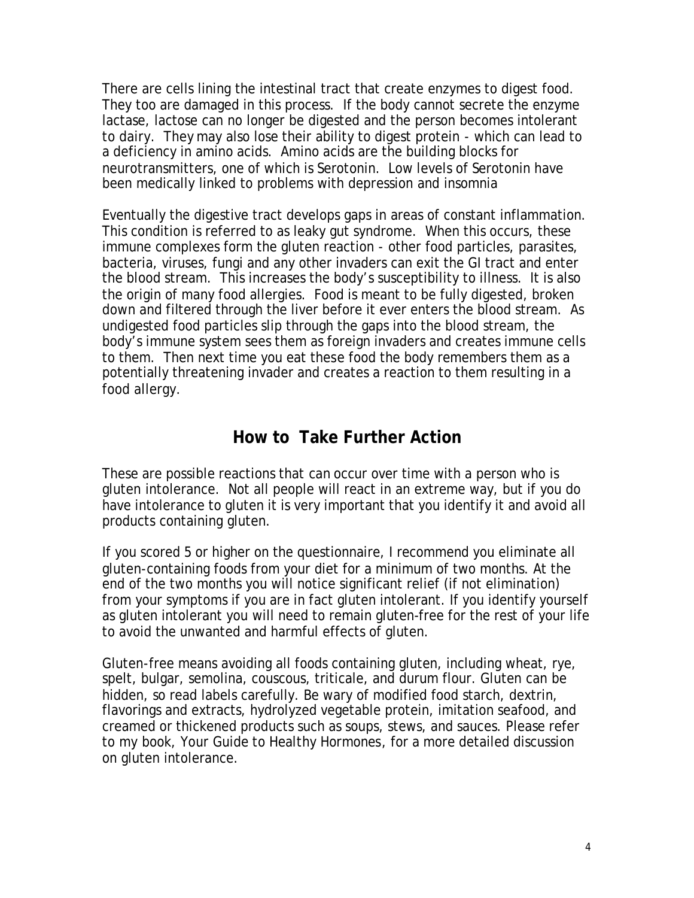There are cells lining the intestinal tract that create enzymes to digest food. They too are damaged in this process. If the body cannot secrete the enzyme lactase, lactose can no longer be digested and the person becomes intolerant to dairy. They may also lose their ability to digest protein - which can lead to a deficiency in amino acids. Amino acids are the building blocks for neurotransmitters, one of which is Serotonin. Low levels of Serotonin have been medically linked to problems with depression and insomnia

Eventually the digestive tract develops gaps in areas of constant inflammation. This condition is referred to as leaky gut syndrome. When this occurs, these immune complexes form the gluten reaction - other food particles, parasites, bacteria, viruses, fungi and any other invaders can exit the GI tract and enter the blood stream. This increases the body's susceptibility to illness. It is also the origin of many food allergies. Food is meant to be fully digested, broken down and filtered through the liver before it ever enters the blood stream. As undigested food particles slip through the gaps into the blood stream, the body's immune system sees them as foreign invaders and creates immune cells to them. Then next time you eat these food the body remembers them as a potentially threatening invader and creates a reaction to them resulting in a food allergy.

## How to Take Further Action

These are possible reactions that can occur over time with a person who is gluten intolerance. Not all people will react in an extreme way, but if you do have intolerance to gluten it is very important that you identify it and avoid all products containing gluten.

If you scored 5 or higher on the questionnaire, I recommend you eliminate all gluten-containing foods from your diet for a minimum of two months. At the end of the two months you will notice significant relief (if not elimination) from your symptoms if you are in fact gluten intolerant. If you identify yourself as gluten intolerant you will need to remain gluten-free for the rest of your life to avoid the unwanted and harmful effects of gluten.

Gluten-free means avoiding all foods containing gluten, including wheat, rye, spelt, bulgar, semolina, couscous, triticale, and durum flour. Gluten can be hidden, so read labels carefully. Be wary of modified food starch, dextrin, flavorings and extracts, hydrolyzed vegetable protein, imitation seafood, and creamed or thickened products such as soups, stews, and sauces. Please refer to my book, *Your Guide to Healthy Hormones*, for a more detailed discussion on gluten intolerance.